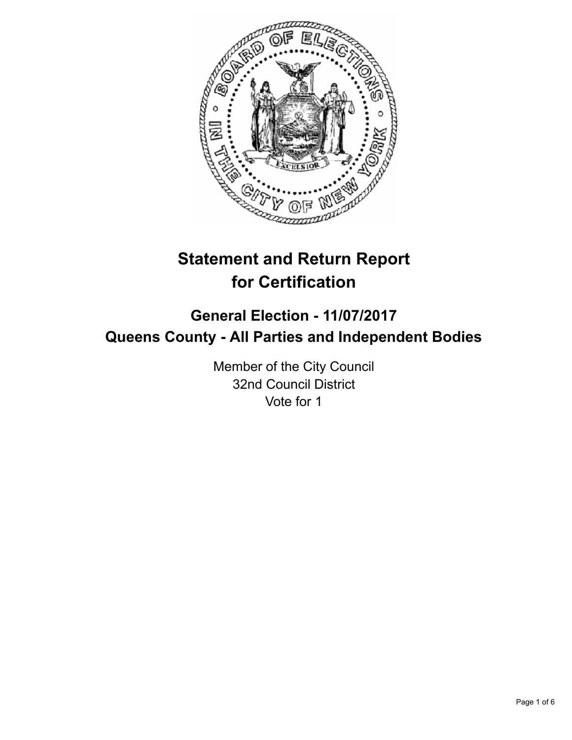# Statement and Return Report for Certification

## General Election - 11/07/2017
## Queens County - All Parties and Independent Bodies

Member of the City Council
32nd Council District
Vote for 1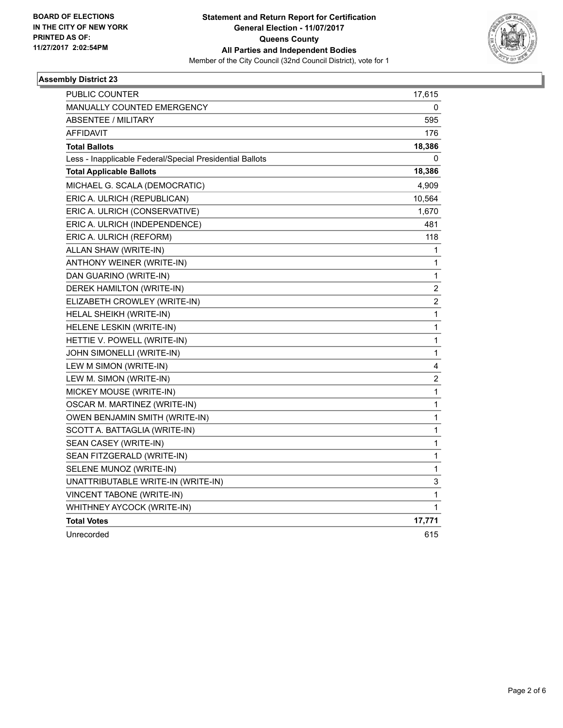**BOARD OF ELECTIONS**
**IN THE CITY OF NEW YORK**
**PRINTED AS OF:**
**11/27/2017 2:02:54PM**

**Statement and Return Report for Certification**
**General Election - 11/07/2017**
**Queens County**
**All Parties and Independent Bodies**
Member of the City Council (32nd Council District), vote for 1

### Assembly District 23

| | |
|---|---|
| PUBLIC COUNTER | 17,615 |
| MANUALLY COUNTED EMERGENCY | 0 |
| ABSENTEE / MILITARY | 595 |
| AFFIDAVIT | 176 |
| **Total Ballots** | **18,386** |
| Less - Inapplicable Federal/Special Presidential Ballots | 0 |
| **Total Applicable Ballots** | **18,386** |
| MICHAEL G. SCALA (DEMOCRATIC) | 4,909 |
| ERIC A. ULRICH (REPUBLICAN) | 10,564 |
| ERIC A. ULRICH (CONSERVATIVE) | 1,670 |
| ERIC A. ULRICH (INDEPENDENCE) | 481 |
| ERIC A. ULRICH (REFORM) | 118 |
| ALLAN SHAW (WRITE-IN) | 1 |
| ANTHONY WEINER (WRITE-IN) | 1 |
| DAN GUARINO (WRITE-IN) | 1 |
| DEREK HAMILTON (WRITE-IN) | 2 |
| ELIZABETH CROWLEY (WRITE-IN) | 2 |
| HELAL SHEIKH (WRITE-IN) | 1 |
| HELENE LESKIN (WRITE-IN) | 1 |
| HETTIE V. POWELL (WRITE-IN) | 1 |
| JOHN SIMONELLI (WRITE-IN) | 1 |
| LEW M SIMON (WRITE-IN) | 4 |
| LEW M. SIMON (WRITE-IN) | 2 |
| MICKEY MOUSE (WRITE-IN) | 1 |
| OSCAR M. MARTINEZ (WRITE-IN) | 1 |
| OWEN BENJAMIN SMITH (WRITE-IN) | 1 |
| SCOTT A. BATTAGLIA (WRITE-IN) | 1 |
| SEAN CASEY (WRITE-IN) | 1 |
| SEAN FITZGERALD (WRITE-IN) | 1 |
| SELENE MUNOZ (WRITE-IN) | 1 |
| UNATTRIBUTABLE WRITE-IN (WRITE-IN) | 3 |
| VINCENT TABONE (WRITE-IN) | 1 |
| WHITHNEY AYCOCK (WRITE-IN) | 1 |
| **Total Votes** | **17,771** |
| Unrecorded | 615 |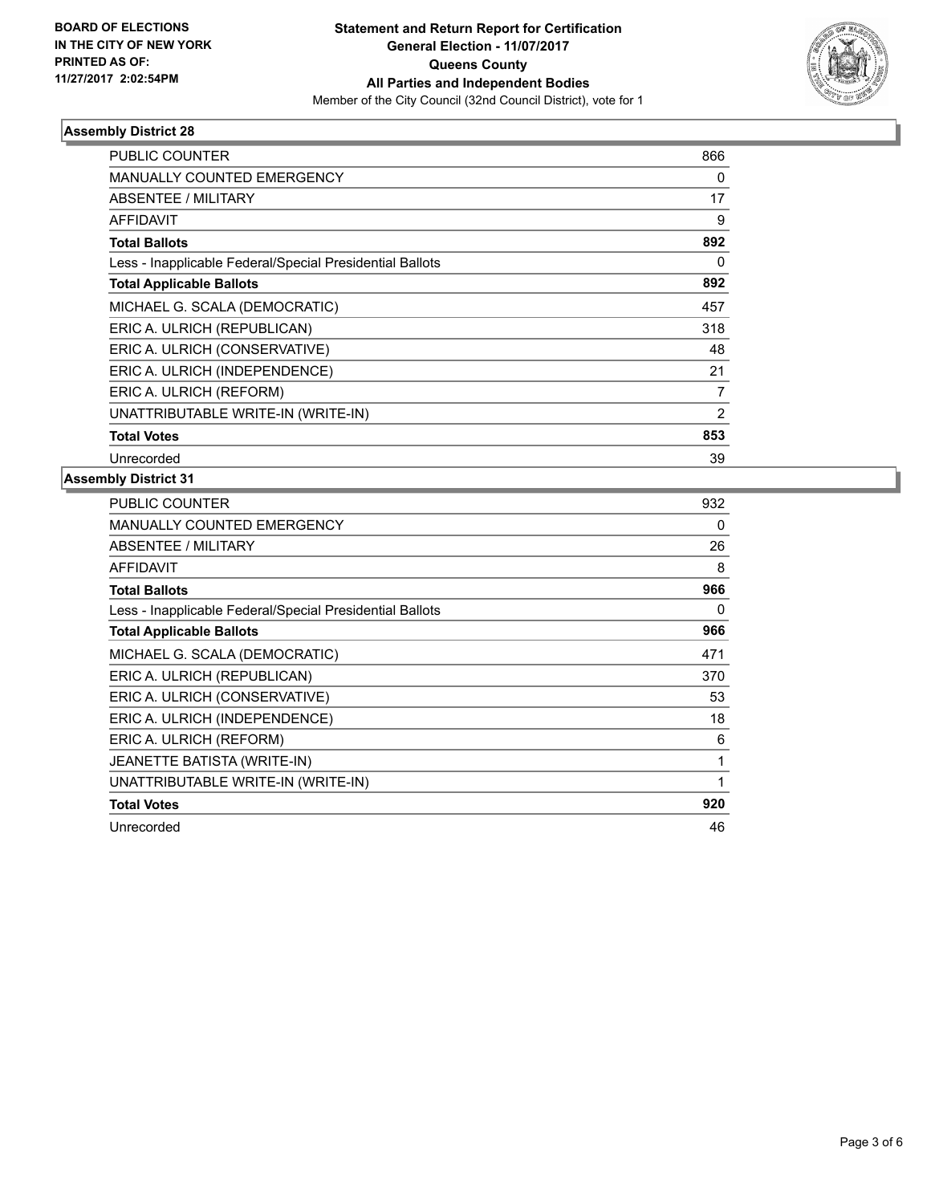**BOARD OF ELECTIONS IN THE CITY OF NEW YORK PRINTED AS OF: 11/27/2017 2:02:54PM**

# Statement and Return Report for Certification
## General Election - 11/07/2017
## Queens County
## All Parties and Independent Bodies
Member of the City Council (32nd Council District), vote for 1

### Assembly District 28

| | |
|---|---|
| PUBLIC COUNTER | 866 |
| MANUALLY COUNTED EMERGENCY | 0 |
| ABSENTEE / MILITARY | 17 |
| AFFIDAVIT | 9 |
| **Total Ballots** | **892** |
| Less - Inapplicable Federal/Special Presidential Ballots | 0 |
| **Total Applicable Ballots** | **892** |
| MICHAEL G. SCALA (DEMOCRATIC) | 457 |
| ERIC A. ULRICH (REPUBLICAN) | 318 |
| ERIC A. ULRICH (CONSERVATIVE) | 48 |
| ERIC A. ULRICH (INDEPENDENCE) | 21 |
| ERIC A. ULRICH (REFORM) | 7 |
| UNATTRIBUTABLE WRITE-IN (WRITE-IN) | 2 |
| **Total Votes** | **853** |
| Unrecorded | 39 |

### Assembly District 31

| | |
|---|---|
| PUBLIC COUNTER | 932 |
| MANUALLY COUNTED EMERGENCY | 0 |
| ABSENTEE / MILITARY | 26 |
| AFFIDAVIT | 8 |
| **Total Ballots** | **966** |
| Less - Inapplicable Federal/Special Presidential Ballots | 0 |
| **Total Applicable Ballots** | **966** |
| MICHAEL G. SCALA (DEMOCRATIC) | 471 |
| ERIC A. ULRICH (REPUBLICAN) | 370 |
| ERIC A. ULRICH (CONSERVATIVE) | 53 |
| ERIC A. ULRICH (INDEPENDENCE) | 18 |
| ERIC A. ULRICH (REFORM) | 6 |
| JEANETTE BATISTA (WRITE-IN) | 1 |
| UNATTRIBUTABLE WRITE-IN (WRITE-IN) | 1 |
| **Total Votes** | **920** |
| Unrecorded | 46 |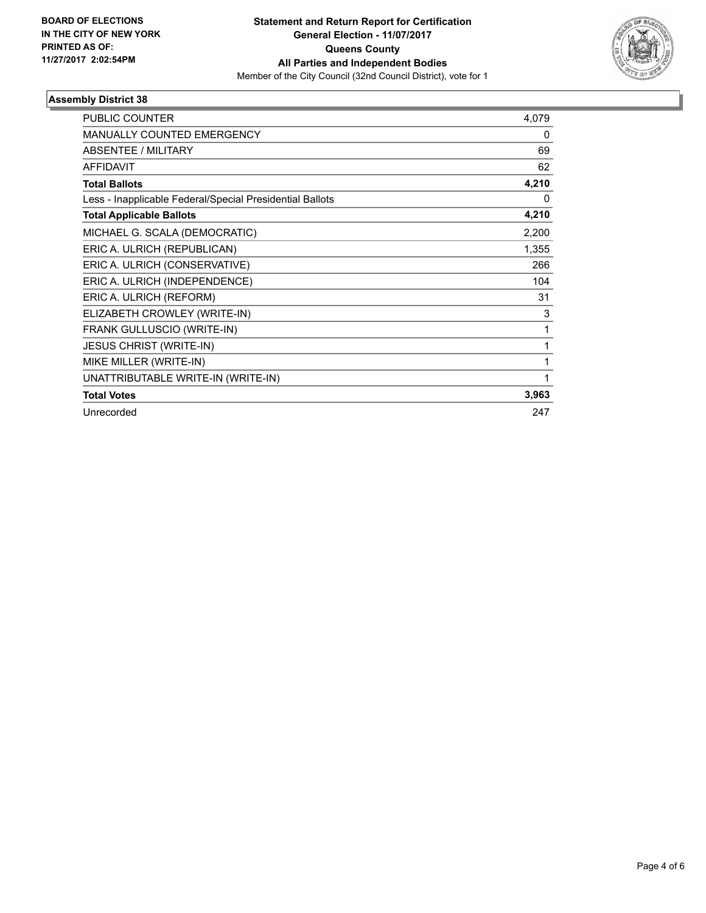**BOARD OF ELECTIONS IN THE CITY OF NEW YORK PRINTED AS OF: 11/27/2017 2:02:54PM**

**Statement and Return Report for Certification**
**General Election - 11/07/2017**
**Queens County**
**All Parties and Independent Bodies**
Member of the City Council (32nd Council District), vote for 1

## Assembly District 38

| | |
|---|---|
| PUBLIC COUNTER | 4,079 |
| MANUALLY COUNTED EMERGENCY | 0 |
| ABSENTEE / MILITARY | 69 |
| AFFIDAVIT | 62 |
| **Total Ballots** | **4,210** |
| Less - Inapplicable Federal/Special Presidential Ballots | 0 |
| **Total Applicable Ballots** | **4,210** |
| MICHAEL G. SCALA (DEMOCRATIC) | 2,200 |
| ERIC A. ULRICH (REPUBLICAN) | 1,355 |
| ERIC A. ULRICH (CONSERVATIVE) | 266 |
| ERIC A. ULRICH (INDEPENDENCE) | 104 |
| ERIC A. ULRICH (REFORM) | 31 |
| ELIZABETH CROWLEY (WRITE-IN) | 3 |
| FRANK GULLUSCIO (WRITE-IN) | 1 |
| JESUS CHRIST (WRITE-IN) | 1 |
| MIKE MILLER (WRITE-IN) | 1 |
| UNATTRIBUTABLE WRITE-IN (WRITE-IN) | 1 |
| **Total Votes** | **3,963** |
| Unrecorded | 247 |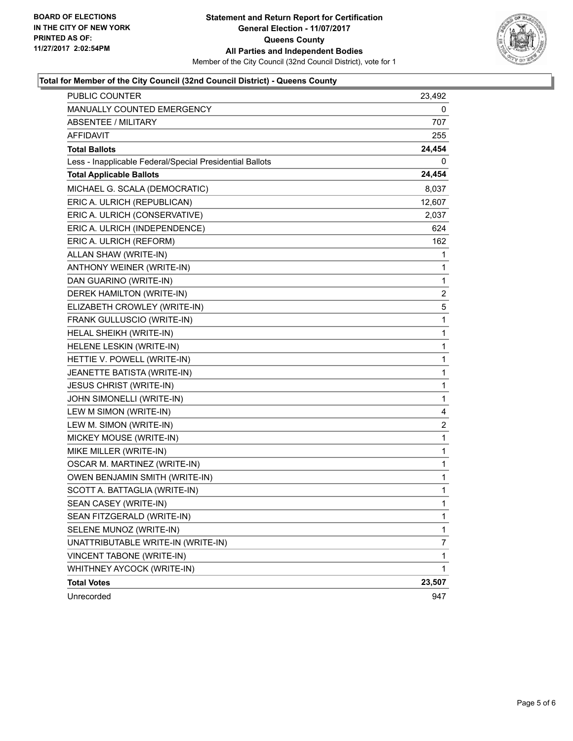**BOARD OF ELECTIONS**
**IN THE CITY OF NEW YORK**
**PRINTED AS OF:**
**11/27/2017 2:02:54PM**

# Statement and Return Report for Certification
## General Election - 11/07/2017
## Queens County
## All Parties and Independent Bodies

Member of the City Council (32nd Council District), vote for 1

### Total for Member of the City Council (32nd Council District) - Queens County

| | |
|---|---|
| PUBLIC COUNTER | 23,492 |
| MANUALLY COUNTED EMERGENCY | 0 |
| ABSENTEE / MILITARY | 707 |
| AFFIDAVIT | 255 |
| **Total Ballots** | **24,454** |
| Less - Inapplicable Federal/Special Presidential Ballots | 0 |
| **Total Applicable Ballots** | **24,454** |
| MICHAEL G. SCALA (DEMOCRATIC) | 8,037 |
| ERIC A. ULRICH (REPUBLICAN) | 12,607 |
| ERIC A. ULRICH (CONSERVATIVE) | 2,037 |
| ERIC A. ULRICH (INDEPENDENCE) | 624 |
| ERIC A. ULRICH (REFORM) | 162 |
| ALLAN SHAW (WRITE-IN) | 1 |
| ANTHONY WEINER (WRITE-IN) | 1 |
| DAN GUARINO (WRITE-IN) | 1 |
| DEREK HAMILTON (WRITE-IN) | 2 |
| ELIZABETH CROWLEY (WRITE-IN) | 5 |
| FRANK GULLUSCIO (WRITE-IN) | 1 |
| HELAL SHEIKH (WRITE-IN) | 1 |
| HELENE LESKIN (WRITE-IN) | 1 |
| HETTIE V. POWELL (WRITE-IN) | 1 |
| JEANETTE BATISTA (WRITE-IN) | 1 |
| JESUS CHRIST (WRITE-IN) | 1 |
| JOHN SIMONELLI (WRITE-IN) | 1 |
| LEW M SIMON (WRITE-IN) | 4 |
| LEW M. SIMON (WRITE-IN) | 2 |
| MICKEY MOUSE (WRITE-IN) | 1 |
| MIKE MILLER (WRITE-IN) | 1 |
| OSCAR M. MARTINEZ (WRITE-IN) | 1 |
| OWEN BENJAMIN SMITH (WRITE-IN) | 1 |
| SCOTT A. BATTAGLIA (WRITE-IN) | 1 |
| SEAN CASEY (WRITE-IN) | 1 |
| SEAN FITZGERALD (WRITE-IN) | 1 |
| SELENE MUNOZ (WRITE-IN) | 1 |
| UNATTRIBUTABLE WRITE-IN (WRITE-IN) | 7 |
| VINCENT TABONE (WRITE-IN) | 1 |
| WHITHNEY AYCOCK (WRITE-IN) | 1 |
| **Total Votes** | **23,507** |
| Unrecorded | 947 |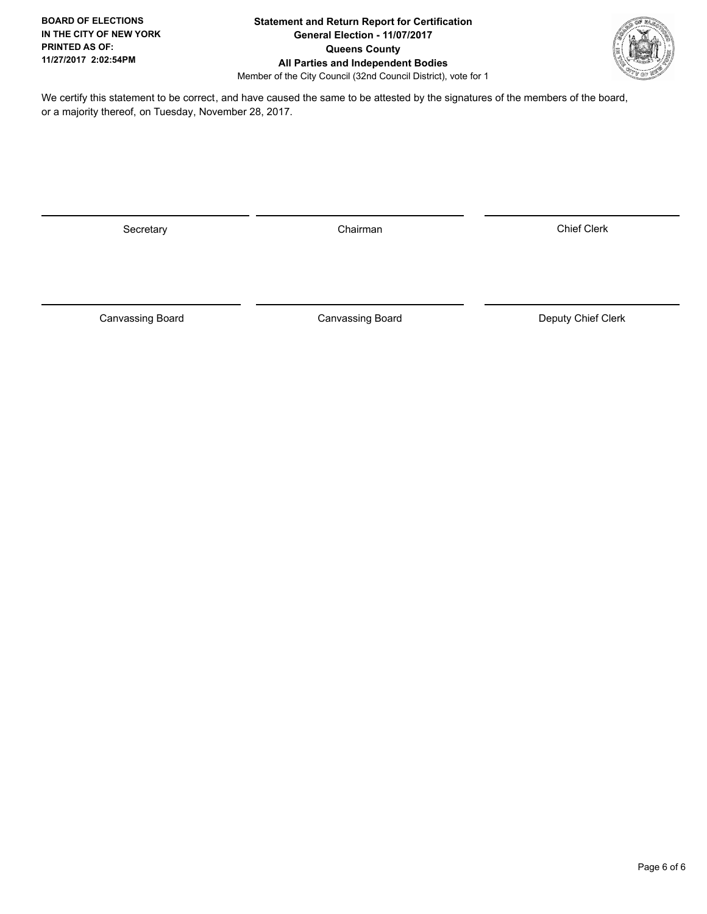**BOARD OF ELECTIONS**
**IN THE CITY OF NEW YORK**
**PRINTED AS OF:**
**11/27/2017 2:02:54PM**

**Statement and Return Report for Certification**
**General Election - 11/07/2017**
**Queens County**
**All Parties and Independent Bodies**
Member of the City Council (32nd Council District), vote for 1

We certify this statement to be correct, and have caused the same to be attested by the signatures of the members of the board, or a majority thereof, on Tuesday, November 28, 2017.

| | | |
|---|---|---|
| Secretary | Chairman | Chief Clerk |
| Canvassing Board | Canvassing Board | Deputy Chief Clerk |